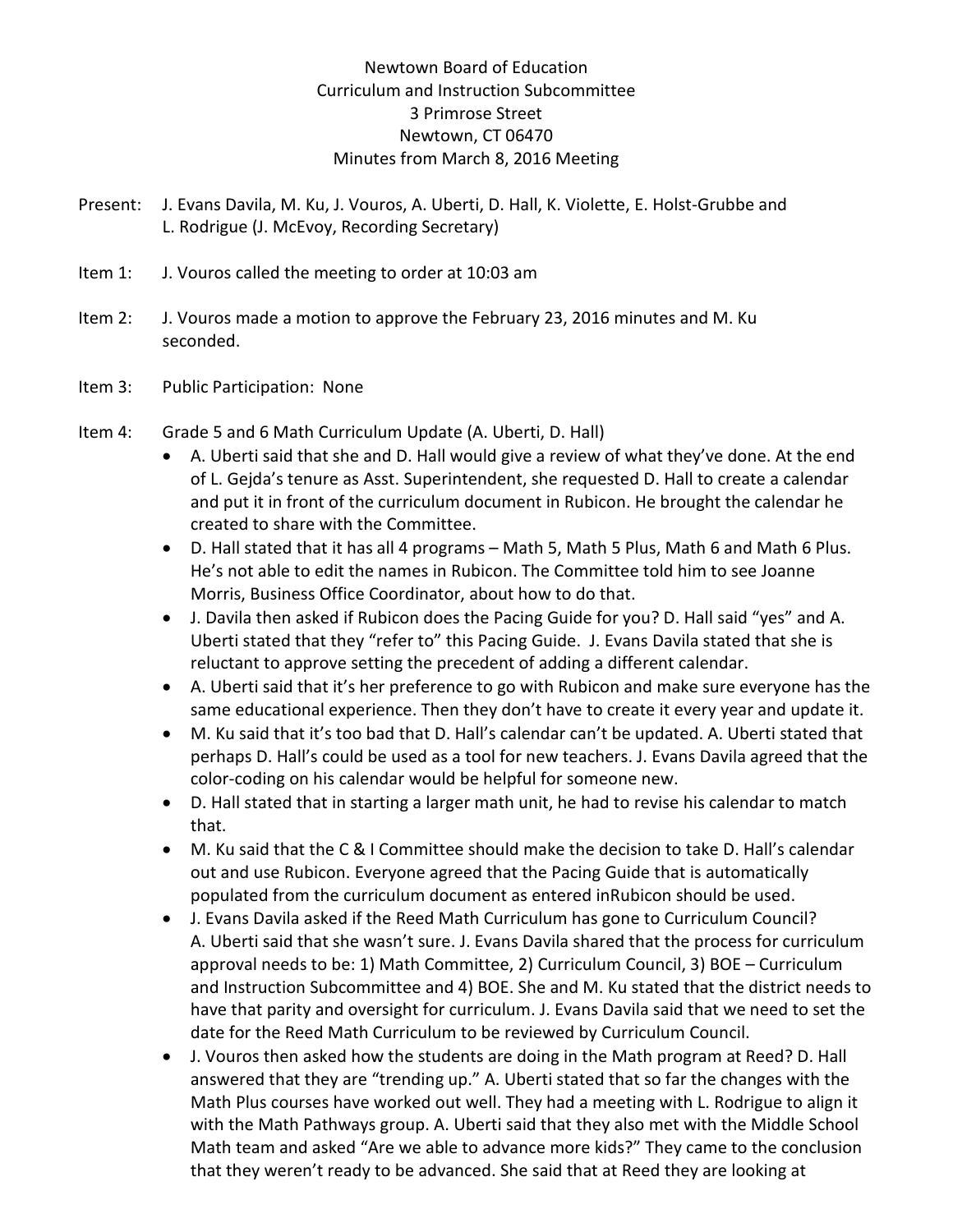Newtown Board of Education
Curriculum and Instruction Subcommittee
3 Primrose Street
Newtown, CT 06470
Minutes from March 8, 2016 Meeting

Present: J. Evans Davila, M. Ku, J. Vouros, A. Uberti, D. Hall, K. Violette, E. Holst-Grubbe and L. Rodrigue (J. McEvoy, Recording Secretary)

Item 1: J. Vouros called the meeting to order at 10:03 am

Item 2: J. Vouros made a motion to approve the February 23, 2016 minutes and M. Ku seconded.

Item 3: Public Participation: None

Item 4: Grade 5 and 6 Math Curriculum Update (A. Uberti, D. Hall)

- A. Uberti said that she and D. Hall would give a review of what they've done. At the end of L. Gejda's tenure as Asst. Superintendent, she requested D. Hall to create a calendar and put it in front of the curriculum document in Rubicon. He brought the calendar he created to share with the Committee.
- D. Hall stated that it has all 4 programs – Math 5, Math 5 Plus, Math 6 and Math 6 Plus. He's not able to edit the names in Rubicon. The Committee told him to see Joanne Morris, Business Office Coordinator, about how to do that.
- J. Davila then asked if Rubicon does the Pacing Guide for you? D. Hall said "yes" and A. Uberti stated that they "refer to" this Pacing Guide. J. Evans Davila stated that she is reluctant to approve setting the precedent of adding a different calendar.
- A. Uberti said that it's her preference to go with Rubicon and make sure everyone has the same educational experience. Then they don't have to create it every year and update it.
- M. Ku said that it's too bad that D. Hall's calendar can't be updated. A. Uberti stated that perhaps D. Hall's could be used as a tool for new teachers. J. Evans Davila agreed that the color-coding on his calendar would be helpful for someone new.
- D. Hall stated that in starting a larger math unit, he had to revise his calendar to match that.
- M. Ku said that the C & I Committee should make the decision to take D. Hall's calendar out and use Rubicon. Everyone agreed that the Pacing Guide that is automatically populated from the curriculum document as entered inRubicon should be used.
- J. Evans Davila asked if the Reed Math Curriculum has gone to Curriculum Council? A. Uberti said that she wasn't sure. J. Evans Davila shared that the process for curriculum approval needs to be: 1) Math Committee, 2) Curriculum Council, 3) BOE – Curriculum and Instruction Subcommittee and 4) BOE. She and M. Ku stated that the district needs to have that parity and oversight for curriculum. J. Evans Davila said that we need to set the date for the Reed Math Curriculum to be reviewed by Curriculum Council.
- J. Vouros then asked how the students are doing in the Math program at Reed? D. Hall answered that they are "trending up." A. Uberti stated that so far the changes with the Math Plus courses have worked out well. They had a meeting with L. Rodrigue to align it with the Math Pathways group. A. Uberti said that they also met with the Middle School Math team and asked "Are we able to advance more kids?" They came to the conclusion that they weren't ready to be advanced. She said that at Reed they are looking at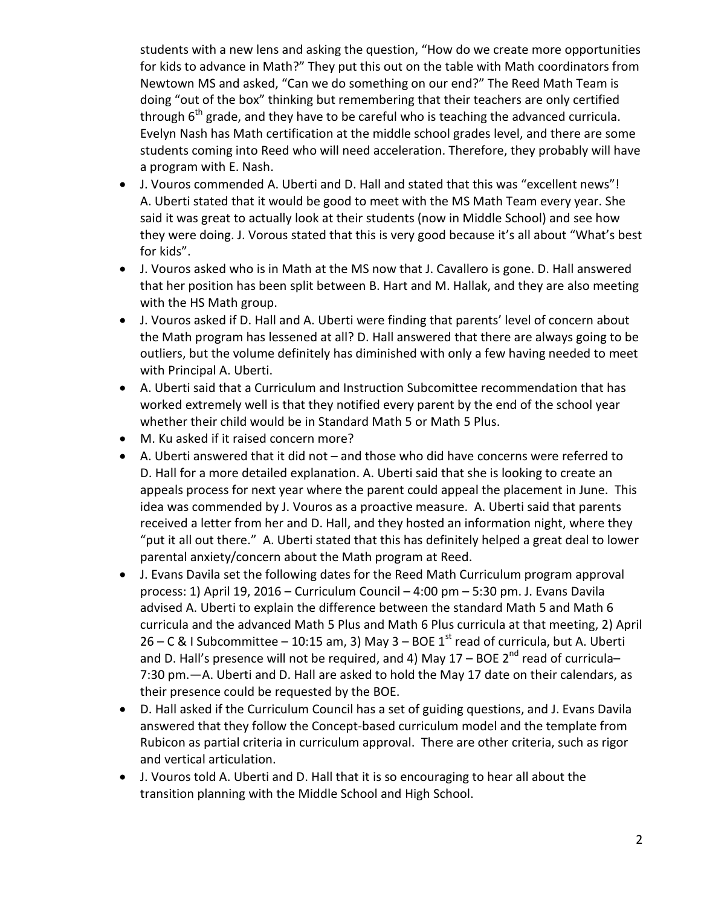students with a new lens and asking the question, "How do we create more opportunities for kids to advance in Math?" They put this out on the table with Math coordinators from Newtown MS and asked, "Can we do something on our end?" The Reed Math Team is doing "out of the box" thinking but remembering that their teachers are only certified through 6th grade, and they have to be careful who is teaching the advanced curricula. Evelyn Nash has Math certification at the middle school grades level, and there are some students coming into Reed who will need acceleration. Therefore, they probably will have a program with E. Nash.

- J. Vouros commended A. Uberti and D. Hall and stated that this was "excellent news"! A. Uberti stated that it would be good to meet with the MS Math Team every year. She said it was great to actually look at their students (now in Middle School) and see how they were doing. J. Vorous stated that this is very good because it's all about "What's best for kids".
- J. Vouros asked who is in Math at the MS now that J. Cavallero is gone. D. Hall answered that her position has been split between B. Hart and M. Hallak, and they are also meeting with the HS Math group.
- J. Vouros asked if D. Hall and A. Uberti were finding that parents' level of concern about the Math program has lessened at all? D. Hall answered that there are always going to be outliers, but the volume definitely has diminished with only a few having needed to meet with Principal A. Uberti.
- A. Uberti said that a Curriculum and Instruction Subcomittee recommendation that has worked extremely well is that they notified every parent by the end of the school year whether their child would be in Standard Math 5 or Math 5 Plus.
- M. Ku asked if it raised concern more?
- A. Uberti answered that it did not – and those who did have concerns were referred to D. Hall for a more detailed explanation. A. Uberti said that she is looking to create an appeals process for next year where the parent could appeal the placement in June. This idea was commended by J. Vouros as a proactive measure. A. Uberti said that parents received a letter from her and D. Hall, and they hosted an information night, where they "put it all out there." A. Uberti stated that this has definitely helped a great deal to lower parental anxiety/concern about the Math program at Reed.
- J. Evans Davila set the following dates for the Reed Math Curriculum program approval process: 1) April 19, 2016 – Curriculum Council – 4:00 pm – 5:30 pm. J. Evans Davila advised A. Uberti to explain the difference between the standard Math 5 and Math 6 curricula and the advanced Math 5 Plus and Math 6 Plus curricula at that meeting, 2) April 26 – C & I Subcommittee – 10:15 am, 3) May 3 – BOE 1st read of curricula, but A. Uberti and D. Hall's presence will not be required, and 4) May 17 – BOE 2nd read of curricula– 7:30 pm.—A. Uberti and D. Hall are asked to hold the May 17 date on their calendars, as their presence could be requested by the BOE.
- D. Hall asked if the Curriculum Council has a set of guiding questions, and J. Evans Davila answered that they follow the Concept-based curriculum model and the template from Rubicon as partial criteria in curriculum approval. There are other criteria, such as rigor and vertical articulation.
- J. Vouros told A. Uberti and D. Hall that it is so encouraging to hear all about the transition planning with the Middle School and High School.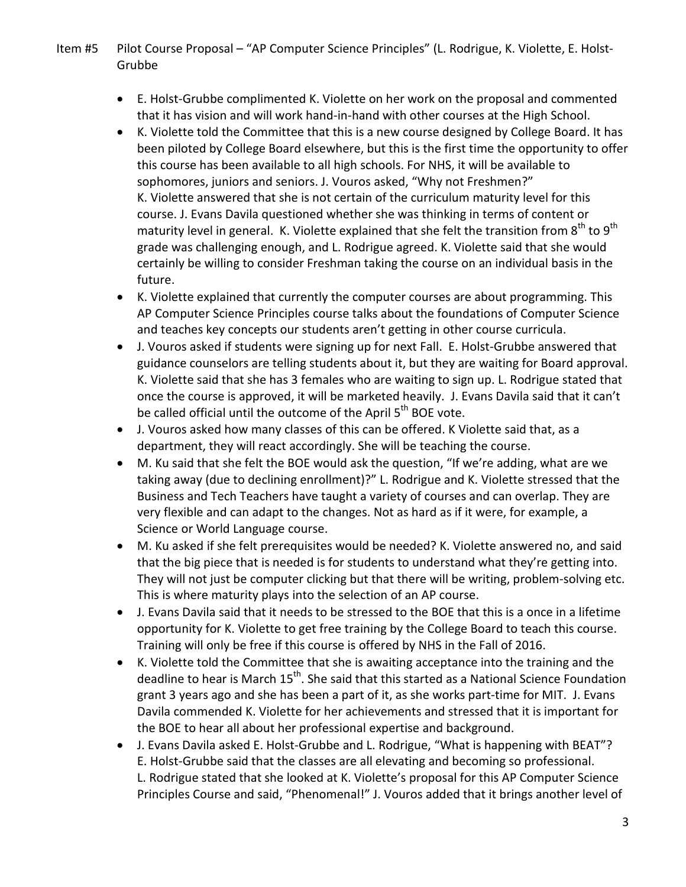Item #5 Pilot Course Proposal – "AP Computer Science Principles" (L. Rodrigue, K. Violette, E. Holst-Grubbe

- E. Holst-Grubbe complimented K. Violette on her work on the proposal and commented that it has vision and will work hand-in-hand with other courses at the High School.
- K. Violette told the Committee that this is a new course designed by College Board. It has been piloted by College Board elsewhere, but this is the first time the opportunity to offer this course has been available to all high schools. For NHS, it will be available to sophomores, juniors and seniors. J. Vouros asked, "Why not Freshmen?" K. Violette answered that she is not certain of the curriculum maturity level for this course. J. Evans Davila questioned whether she was thinking in terms of content or maturity level in general. K. Violette explained that she felt the transition from 8th to 9th grade was challenging enough, and L. Rodrigue agreed. K. Violette said that she would certainly be willing to consider Freshman taking the course on an individual basis in the future.
- K. Violette explained that currently the computer courses are about programming. This AP Computer Science Principles course talks about the foundations of Computer Science and teaches key concepts our students aren't getting in other course curricula.
- J. Vouros asked if students were signing up for next Fall. E. Holst-Grubbe answered that guidance counselors are telling students about it, but they are waiting for Board approval. K. Violette said that she has 3 females who are waiting to sign up. L. Rodrigue stated that once the course is approved, it will be marketed heavily. J. Evans Davila said that it can't be called official until the outcome of the April 5th BOE vote.
- J. Vouros asked how many classes of this can be offered. K Violette said that, as a department, they will react accordingly. She will be teaching the course.
- M. Ku said that she felt the BOE would ask the question, "If we're adding, what are we taking away (due to declining enrollment)?" L. Rodrigue and K. Violette stressed that the Business and Tech Teachers have taught a variety of courses and can overlap. They are very flexible and can adapt to the changes. Not as hard as if it were, for example, a Science or World Language course.
- M. Ku asked if she felt prerequisites would be needed? K. Violette answered no, and said that the big piece that is needed is for students to understand what they're getting into. They will not just be computer clicking but that there will be writing, problem-solving etc. This is where maturity plays into the selection of an AP course.
- J. Evans Davila said that it needs to be stressed to the BOE that this is a once in a lifetime opportunity for K. Violette to get free training by the College Board to teach this course. Training will only be free if this course is offered by NHS in the Fall of 2016.
- K. Violette told the Committee that she is awaiting acceptance into the training and the deadline to hear is March 15th. She said that this started as a National Science Foundation grant 3 years ago and she has been a part of it, as she works part-time for MIT. J. Evans Davila commended K. Violette for her achievements and stressed that it is important for the BOE to hear all about her professional expertise and background.
- J. Evans Davila asked E. Holst-Grubbe and L. Rodrigue, "What is happening with BEAT"? E. Holst-Grubbe said that the classes are all elevating and becoming so professional. L. Rodrigue stated that she looked at K. Violette's proposal for this AP Computer Science Principles Course and said, "Phenomenal!" J. Vouros added that it brings another level of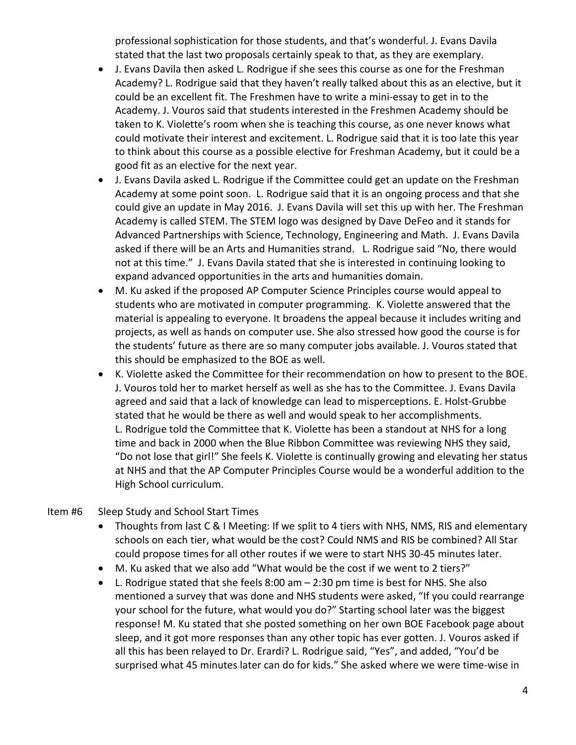professional sophistication for those students, and that's wonderful. J. Evans Davila stated that the last two proposals certainly speak to that, as they are exemplary.

- J. Evans Davila then asked L. Rodrigue if she sees this course as one for the Freshman Academy? L. Rodrigue said that they haven't really talked about this as an elective, but it could be an excellent fit. The Freshmen have to write a mini-essay to get in to the Academy. J. Vouros said that students interested in the Freshmen Academy should be taken to K. Violette's room when she is teaching this course, as one never knows what could motivate their interest and excitement. L. Rodrigue said that it is too late this year to think about this course as a possible elective for Freshman Academy, but it could be a good fit as an elective for the next year.
- J. Evans Davila asked L. Rodrigue if the Committee could get an update on the Freshman Academy at some point soon. L. Rodrigue said that it is an ongoing process and that she could give an update in May 2016. J. Evans Davila will set this up with her. The Freshman Academy is called STEM. The STEM logo was designed by Dave DeFeo and it stands for Advanced Partnerships with Science, Technology, Engineering and Math. J. Evans Davila asked if there will be an Arts and Humanities strand. L. Rodrigue said "No, there would not at this time." J. Evans Davila stated that she is interested in continuing looking to expand advanced opportunities in the arts and humanities domain.
- M. Ku asked if the proposed AP Computer Science Principles course would appeal to students who are motivated in computer programming. K. Violette answered that the material is appealing to everyone. It broadens the appeal because it includes writing and projects, as well as hands on computer use. She also stressed how good the course is for the students' future as there are so many computer jobs available. J. Vouros stated that this should be emphasized to the BOE as well.
- K. Violette asked the Committee for their recommendation on how to present to the BOE. J. Vouros told her to market herself as well as she has to the Committee. J. Evans Davila agreed and said that a lack of knowledge can lead to misperceptions. E. Holst-Grubbe stated that he would be there as well and would speak to her accomplishments. L. Rodrigue told the Committee that K. Violette has been a standout at NHS for a long time and back in 2000 when the Blue Ribbon Committee was reviewing NHS they said, "Do not lose that girl!" She feels K. Violette is continually growing and elevating her status at NHS and that the AP Computer Principles Course would be a wonderful addition to the High School curriculum.

Item #6 Sleep Study and School Start Times

- Thoughts from last C & I Meeting: If we split to 4 tiers with NHS, NMS, RIS and elementary schools on each tier, what would be the cost? Could NMS and RIS be combined? All Star could propose times for all other routes if we were to start NHS 30-45 minutes later.
- M. Ku asked that we also add "What would be the cost if we went to 2 tiers?"
- L. Rodrigue stated that she feels 8:00 am – 2:30 pm time is best for NHS. She also mentioned a survey that was done and NHS students were asked, "If you could rearrange your school for the future, what would you do?" Starting school later was the biggest response! M. Ku stated that she posted something on her own BOE Facebook page about sleep, and it got more responses than any other topic has ever gotten. J. Vouros asked if all this has been relayed to Dr. Erardi? L. Rodrigue said, "Yes", and added, "You'd be surprised what 45 minutes later can do for kids." She asked where we were time-wise in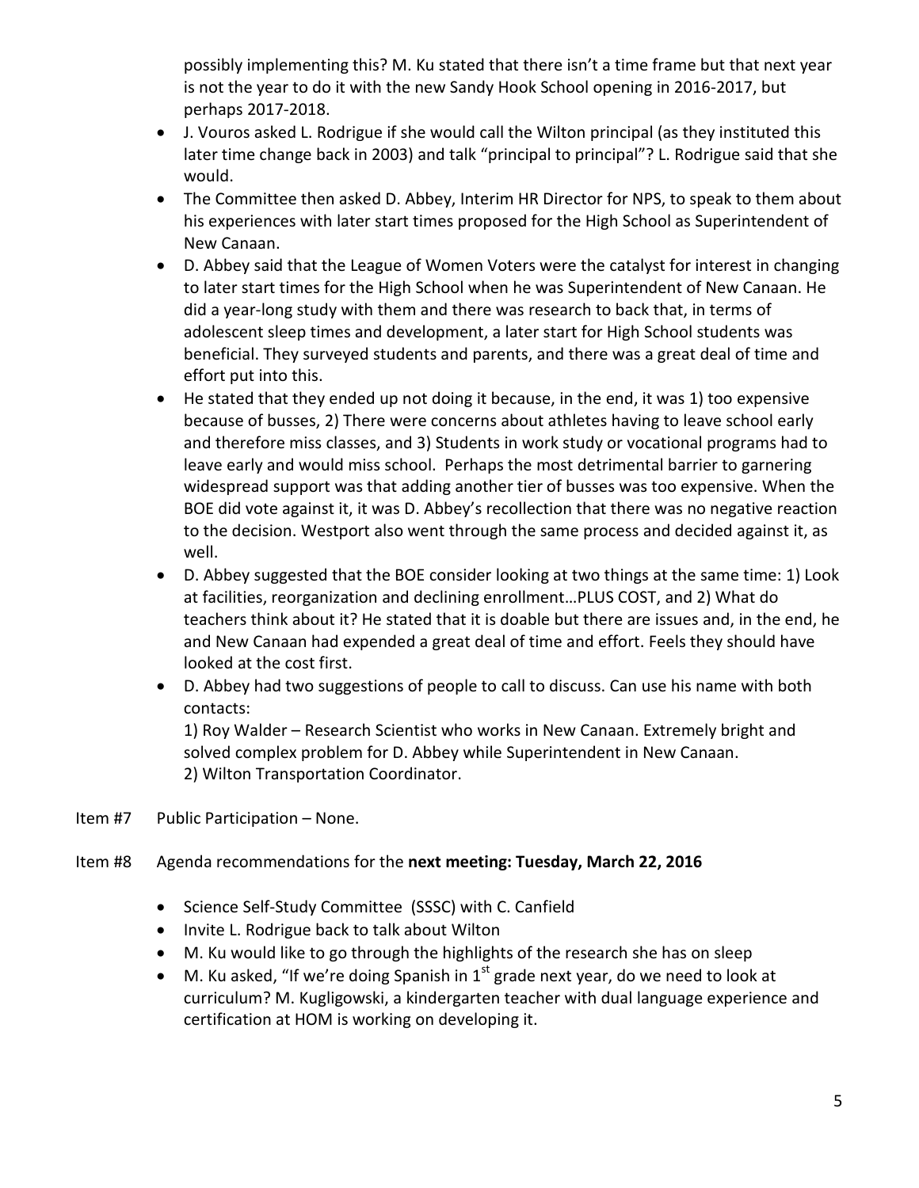possibly implementing this? M. Ku stated that there isn't a time frame but that next year is not the year to do it with the new Sandy Hook School opening in 2016-2017, but perhaps 2017-2018.

- J. Vouros asked L. Rodrigue if she would call the Wilton principal (as they instituted this later time change back in 2003) and talk "principal to principal"? L. Rodrigue said that she would.
- The Committee then asked D. Abbey, Interim HR Director for NPS, to speak to them about his experiences with later start times proposed for the High School as Superintendent of New Canaan.
- D. Abbey said that the League of Women Voters were the catalyst for interest in changing to later start times for the High School when he was Superintendent of New Canaan. He did a year-long study with them and there was research to back that, in terms of adolescent sleep times and development, a later start for High School students was beneficial. They surveyed students and parents, and there was a great deal of time and effort put into this.
- He stated that they ended up not doing it because, in the end, it was 1) too expensive because of busses, 2) There were concerns about athletes having to leave school early and therefore miss classes, and 3) Students in work study or vocational programs had to leave early and would miss school. Perhaps the most detrimental barrier to garnering widespread support was that adding another tier of busses was too expensive. When the BOE did vote against it, it was D. Abbey's recollection that there was no negative reaction to the decision. Westport also went through the same process and decided against it, as well.
- D. Abbey suggested that the BOE consider looking at two things at the same time: 1) Look at facilities, reorganization and declining enrollment…PLUS COST, and 2) What do teachers think about it? He stated that it is doable but there are issues and, in the end, he and New Canaan had expended a great deal of time and effort. Feels they should have looked at the cost first.
- D. Abbey had two suggestions of people to call to discuss. Can use his name with both contacts:
  1) Roy Walder – Research Scientist who works in New Canaan. Extremely bright and solved complex problem for D. Abbey while Superintendent in New Canaan.
  2) Wilton Transportation Coordinator.

Item #7 Public Participation – None.

Item #8 Agenda recommendations for the **next meeting: Tuesday, March 22, 2016**

- Science Self-Study Committee (SSSC) with C. Canfield
- Invite L. Rodrigue back to talk about Wilton
- M. Ku would like to go through the highlights of the research she has on sleep
- M. Ku asked, "If we're doing Spanish in 1st grade next year, do we need to look at curriculum? M. Kugligowski, a kindergarten teacher with dual language experience and certification at HOM is working on developing it.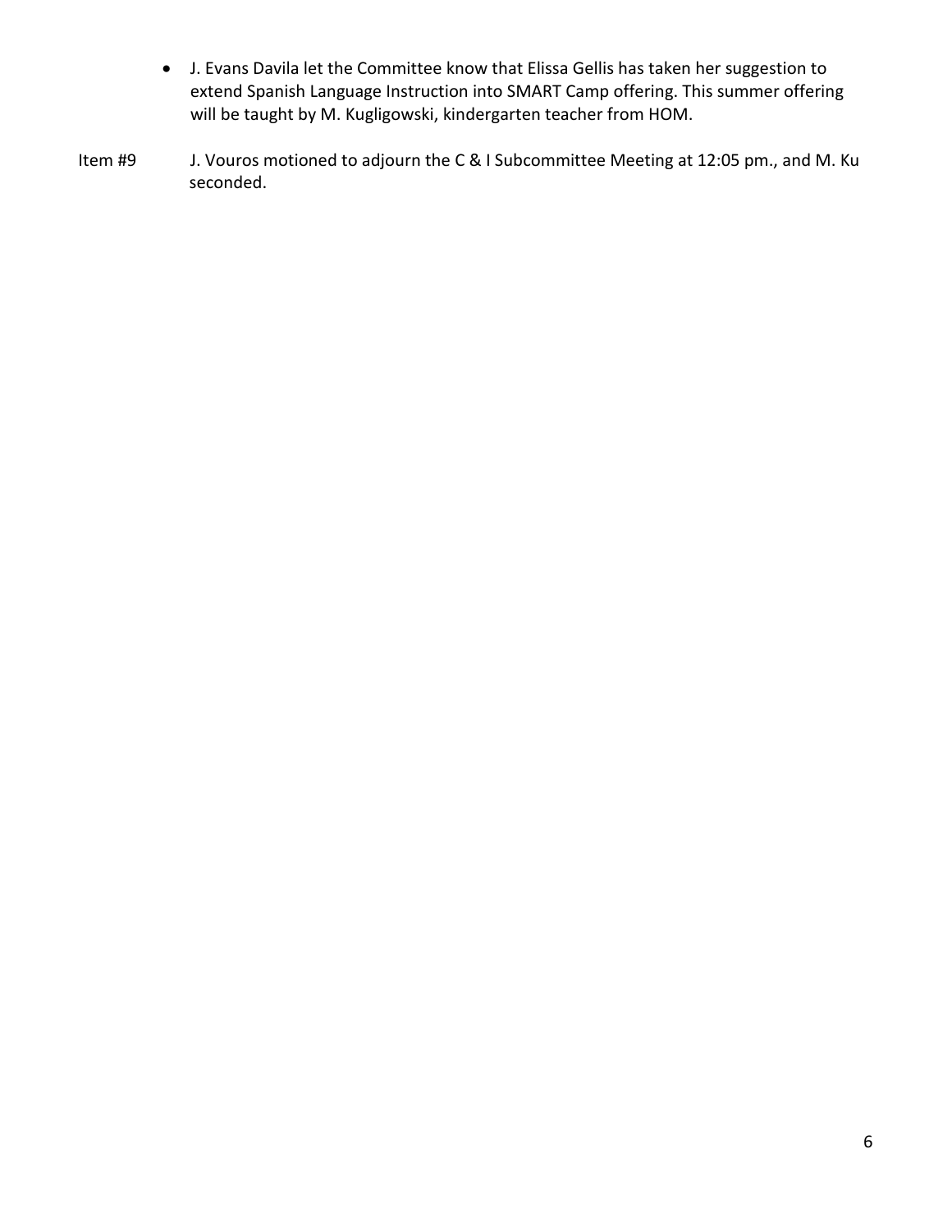- J. Evans Davila let the Committee know that Elissa Gellis has taken her suggestion to extend Spanish Language Instruction into SMART Camp offering. This summer offering will be taught by M. Kugligowski, kindergarten teacher from HOM.

Item #9 J. Vouros motioned to adjourn the C & I Subcommittee Meeting at 12:05 pm., and M. Ku seconded.